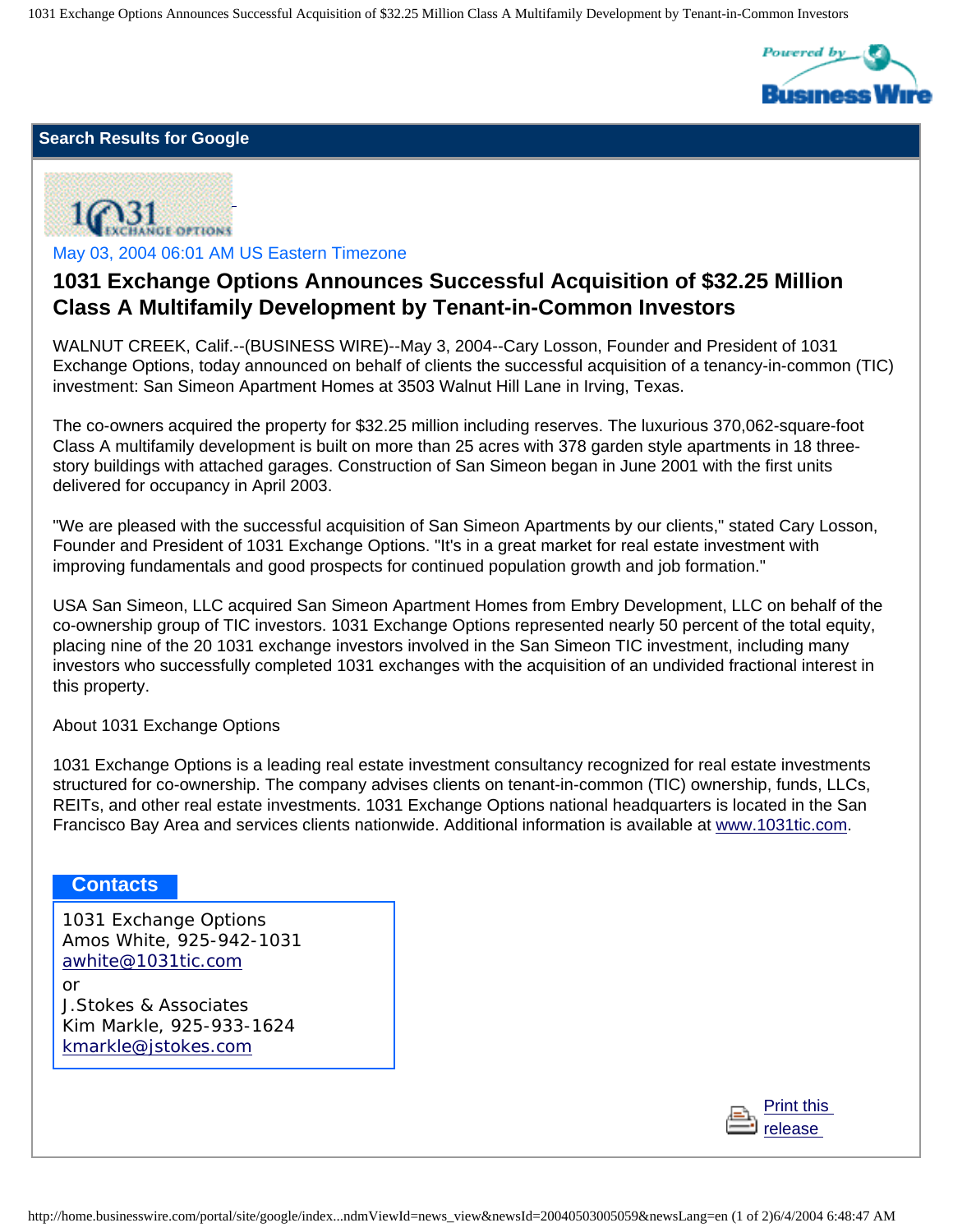Search Results for Google

May 03, 2004 06:01 AM US Eastern Timezone

# 1031 Exchange Options Announces Successful Acquisition of $32.25 Million Class A Multifamily Development by Tenant-in-Common Investors

WALNUT CREEK, Calif.--(BUSINESS WIRE)--May 3, 2004--Cary Losson, Founder and President of 1031 Exchange Options, today announced on behalf of clients the successful acquisition of a tenancy-in-common (TIC) investment: San Simeon Apartment Homes at 3503 Walnut Hill Lane in Irving, Texas.

The co-owners acquired the property for $32.25 million including reserves. The luxurious 370,062-square-foot Class A multifamily development is built on more than 25 acres with 378 garden style apartments in 18 three-story buildings with attached garages. Construction of San Simeon began in June 2001 with the first units delivered for occupancy in April 2003.

"We are pleased with the successful acquisition of San Simeon Apartments by our clients," stated Cary Losson, Founder and President of 1031 Exchange Options. "It's in a great market for real estate investment with improving fundamentals and good prospects for continued population growth and job formation."

USA San Simeon, LLC acquired San Simeon Apartment Homes from Embry Development, LLC on behalf of the co-ownership group of TIC investors. 1031 Exchange Options represented nearly 50 percent of the total equity, placing nine of the 20 1031 exchange investors involved in the San Simeon TIC investment, including many investors who successfully completed 1031 exchanges with the acquisition of an undivided fractional interest in this property.

About 1031 Exchange Options

1031 Exchange Options is a leading real estate investment consultancy recognized for real estate investments structured for co-ownership. The company advises clients on tenant-in-common (TIC) ownership, funds, LLCs, REITs, and other real estate investments. 1031 Exchange Options national headquarters is located in the San Francisco Bay Area and services clients nationwide. Additional information is available at www.1031tic.com.

**Contacts**

1031 Exchange Options
Amos White, 925-942-1031
awhite@1031tic.com
or
J.Stokes & Associates
Kim Markle, 925-933-1624
kmarkle@jstokes.com

Print this release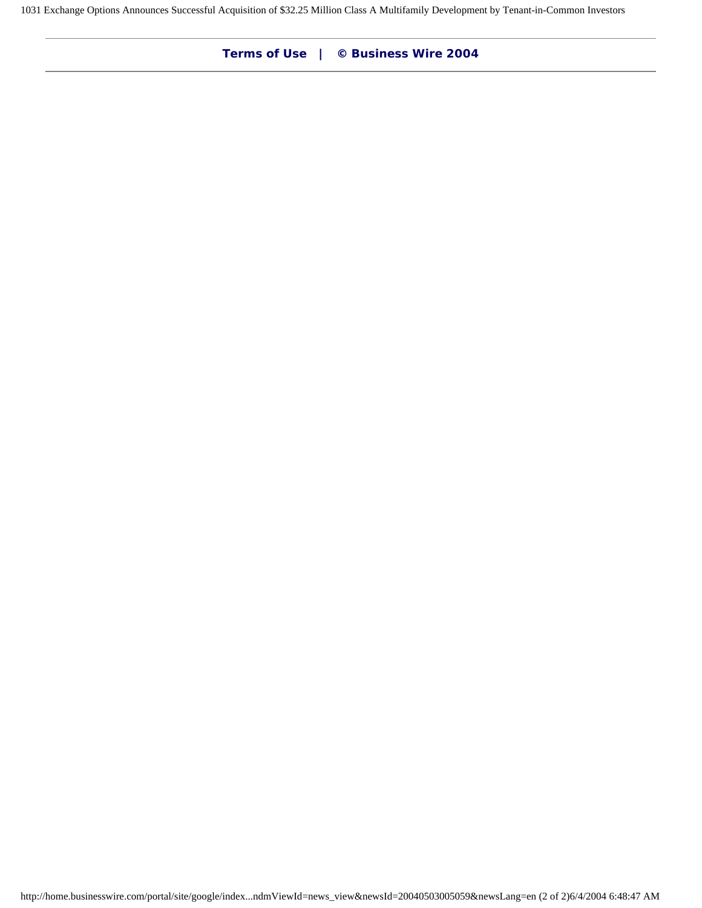**Terms of Use | © Business Wire 2004**